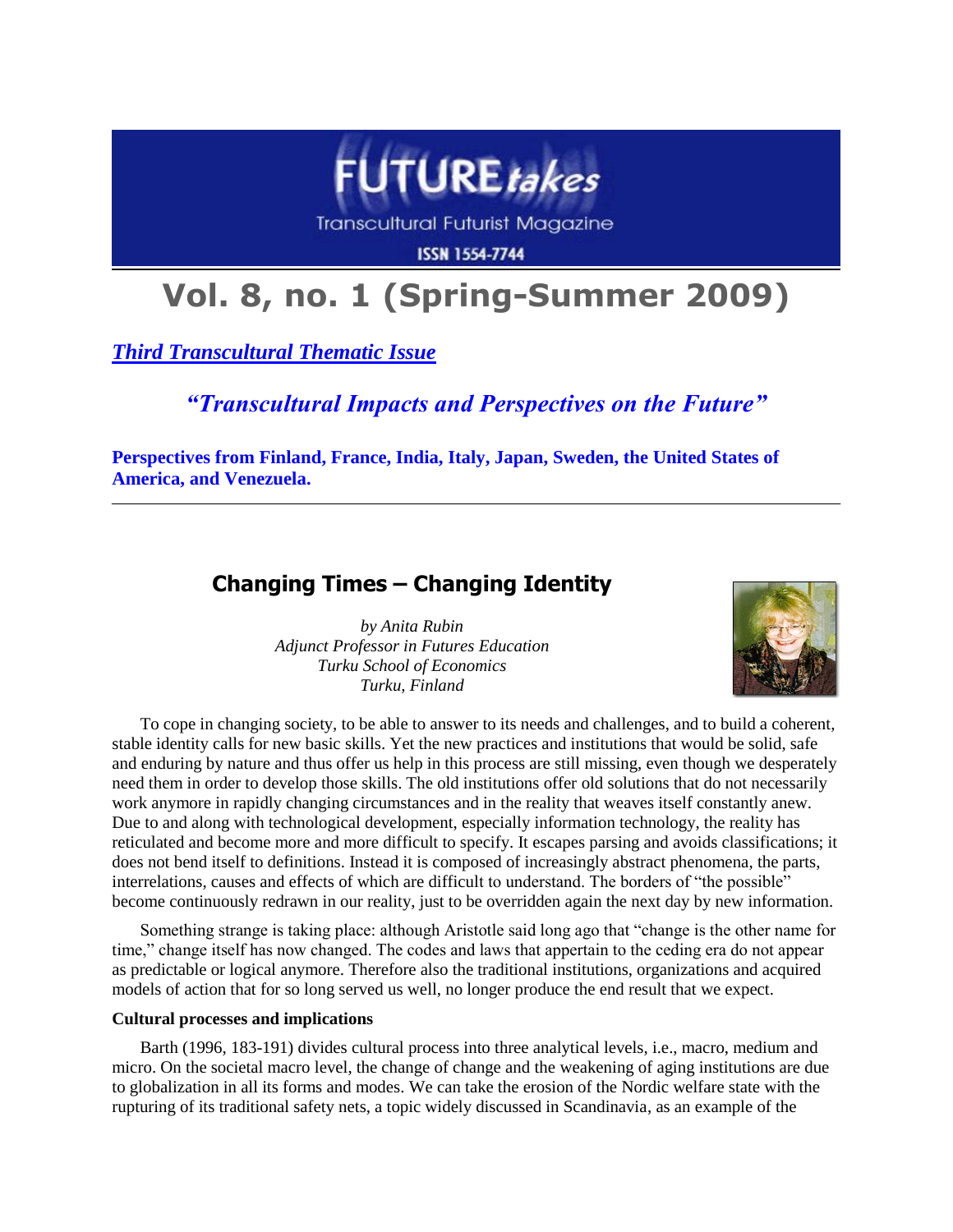# FUTURE*takes*

Transcultural Futurist Magazine

ISSN 1554-7744

# Vol. 8, no. 1 (Spring-Summer 2009)

***Third Transcultural Thematic Issue***

### *"Transcultural Impacts and Perspectives on the Future"*

**Perspectives from Finland, France, India, Italy, Japan, Sweden, the United States of America, and Venezuela.**

---

## Changing Times – Changing Identity

*by Anita Rubin*
*Adjunct Professor in Futures Education*
*Turku School of Economics*
*Turku, Finland*

To cope in changing society, to be able to answer to its needs and challenges, and to build a coherent, stable identity calls for new basic skills. Yet the new practices and institutions that would be solid, safe and enduring by nature and thus offer us help in this process are still missing, even though we desperately need them in order to develop those skills. The old institutions offer old solutions that do not necessarily work anymore in rapidly changing circumstances and in the reality that weaves itself constantly anew. Due to and along with technological development, especially information technology, the reality has reticulated and become more and more difficult to specify. It escapes parsing and avoids classifications; it does not bend itself to definitions. Instead it is composed of increasingly abstract phenomena, the parts, interrelations, causes and effects of which are difficult to understand. The borders of "the possible" become continuously redrawn in our reality, just to be overridden again the next day by new information.

Something strange is taking place: although Aristotle said long ago that "change is the other name for time," change itself has now changed. The codes and laws that appertain to the ceding era do not appear as predictable or logical anymore. Therefore also the traditional institutions, organizations and acquired models of action that for so long served us well, no longer produce the end result that we expect.

**Cultural processes and implications**

Barth (1996, 183-191) divides cultural process into three analytical levels, i.e., macro, medium and micro. On the societal macro level, the change of change and the weakening of aging institutions are due to globalization in all its forms and modes. We can take the erosion of the Nordic welfare state with the rupturing of its traditional safety nets, a topic widely discussed in Scandinavia, as an example of the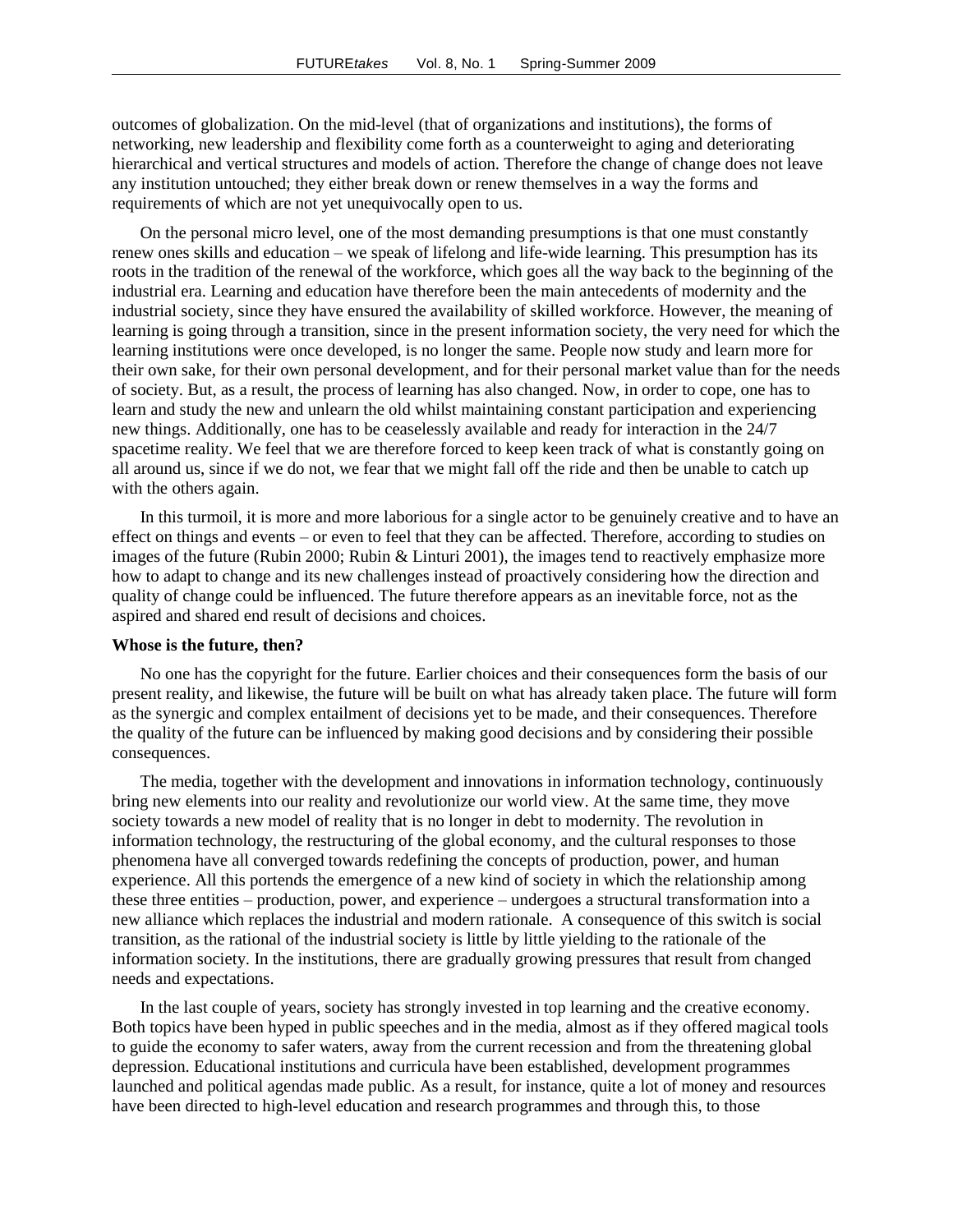outcomes of globalization. On the mid-level (that of organizations and institutions), the forms of networking, new leadership and flexibility come forth as a counterweight to aging and deteriorating hierarchical and vertical structures and models of action. Therefore the change of change does not leave any institution untouched; they either break down or renew themselves in a way the forms and requirements of which are not yet unequivocally open to us.

On the personal micro level, one of the most demanding presumptions is that one must constantly renew ones skills and education – we speak of lifelong and life-wide learning. This presumption has its roots in the tradition of the renewal of the workforce, which goes all the way back to the beginning of the industrial era. Learning and education have therefore been the main antecedents of modernity and the industrial society, since they have ensured the availability of skilled workforce. However, the meaning of learning is going through a transition, since in the present information society, the very need for which the learning institutions were once developed, is no longer the same. People now study and learn more for their own sake, for their own personal development, and for their personal market value than for the needs of society. But, as a result, the process of learning has also changed. Now, in order to cope, one has to learn and study the new and unlearn the old whilst maintaining constant participation and experiencing new things. Additionally, one has to be ceaselessly available and ready for interaction in the 24/7 spacetime reality. We feel that we are therefore forced to keep keen track of what is constantly going on all around us, since if we do not, we fear that we might fall off the ride and then be unable to catch up with the others again.

In this turmoil, it is more and more laborious for a single actor to be genuinely creative and to have an effect on things and events – or even to feel that they can be affected. Therefore, according to studies on images of the future (Rubin 2000; Rubin & Linturi 2001), the images tend to reactively emphasize more how to adapt to change and its new challenges instead of proactively considering how the direction and quality of change could be influenced. The future therefore appears as an inevitable force, not as the aspired and shared end result of decisions and choices.

**Whose is the future, then?**

No one has the copyright for the future. Earlier choices and their consequences form the basis of our present reality, and likewise, the future will be built on what has already taken place. The future will form as the synergic and complex entailment of decisions yet to be made, and their consequences. Therefore the quality of the future can be influenced by making good decisions and by considering their possible consequences.

The media, together with the development and innovations in information technology, continuously bring new elements into our reality and revolutionize our world view. At the same time, they move society towards a new model of reality that is no longer in debt to modernity. The revolution in information technology, the restructuring of the global economy, and the cultural responses to those phenomena have all converged towards redefining the concepts of production, power, and human experience. All this portends the emergence of a new kind of society in which the relationship among these three entities – production, power, and experience – undergoes a structural transformation into a new alliance which replaces the industrial and modern rationale. A consequence of this switch is social transition, as the rational of the industrial society is little by little yielding to the rationale of the information society. In the institutions, there are gradually growing pressures that result from changed needs and expectations.

In the last couple of years, society has strongly invested in top learning and the creative economy. Both topics have been hyped in public speeches and in the media, almost as if they offered magical tools to guide the economy to safer waters, away from the current recession and from the threatening global depression. Educational institutions and curricula have been established, development programmes launched and political agendas made public. As a result, for instance, quite a lot of money and resources have been directed to high-level education and research programmes and through this, to those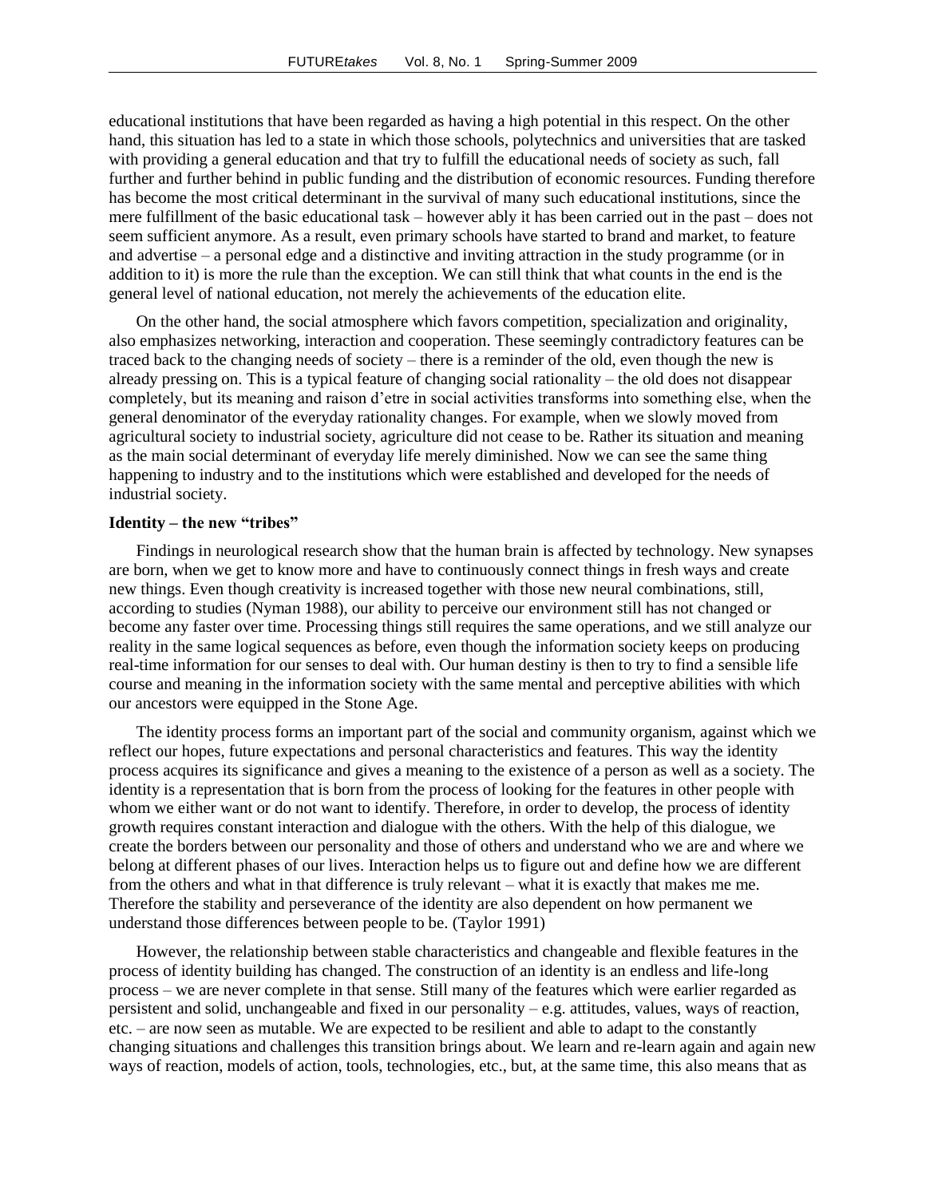educational institutions that have been regarded as having a high potential in this respect. On the other hand, this situation has led to a state in which those schools, polytechnics and universities that are tasked with providing a general education and that try to fulfill the educational needs of society as such, fall further and further behind in public funding and the distribution of economic resources. Funding therefore has become the most critical determinant in the survival of many such educational institutions, since the mere fulfillment of the basic educational task – however ably it has been carried out in the past – does not seem sufficient anymore. As a result, even primary schools have started to brand and market, to feature and advertise – a personal edge and a distinctive and inviting attraction in the study programme (or in addition to it) is more the rule than the exception. We can still think that what counts in the end is the general level of national education, not merely the achievements of the education elite.

On the other hand, the social atmosphere which favors competition, specialization and originality, also emphasizes networking, interaction and cooperation. These seemingly contradictory features can be traced back to the changing needs of society – there is a reminder of the old, even though the new is already pressing on. This is a typical feature of changing social rationality – the old does not disappear completely, but its meaning and raison d'etre in social activities transforms into something else, when the general denominator of the everyday rationality changes. For example, when we slowly moved from agricultural society to industrial society, agriculture did not cease to be. Rather its situation and meaning as the main social determinant of everyday life merely diminished. Now we can see the same thing happening to industry and to the institutions which were established and developed for the needs of industrial society.

**Identity – the new "tribes"**

Findings in neurological research show that the human brain is affected by technology. New synapses are born, when we get to know more and have to continuously connect things in fresh ways and create new things. Even though creativity is increased together with those new neural combinations, still, according to studies (Nyman 1988), our ability to perceive our environment still has not changed or become any faster over time. Processing things still requires the same operations, and we still analyze our reality in the same logical sequences as before, even though the information society keeps on producing real-time information for our senses to deal with. Our human destiny is then to try to find a sensible life course and meaning in the information society with the same mental and perceptive abilities with which our ancestors were equipped in the Stone Age.

The identity process forms an important part of the social and community organism, against which we reflect our hopes, future expectations and personal characteristics and features. This way the identity process acquires its significance and gives a meaning to the existence of a person as well as a society. The identity is a representation that is born from the process of looking for the features in other people with whom we either want or do not want to identify. Therefore, in order to develop, the process of identity growth requires constant interaction and dialogue with the others. With the help of this dialogue, we create the borders between our personality and those of others and understand who we are and where we belong at different phases of our lives. Interaction helps us to figure out and define how we are different from the others and what in that difference is truly relevant – what it is exactly that makes me me. Therefore the stability and perseverance of the identity are also dependent on how permanent we understand those differences between people to be. (Taylor 1991)

However, the relationship between stable characteristics and changeable and flexible features in the process of identity building has changed. The construction of an identity is an endless and life-long process – we are never complete in that sense. Still many of the features which were earlier regarded as persistent and solid, unchangeable and fixed in our personality – e.g. attitudes, values, ways of reaction, etc. – are now seen as mutable. We are expected to be resilient and able to adapt to the constantly changing situations and challenges this transition brings about. We learn and re-learn again and again new ways of reaction, models of action, tools, technologies, etc., but, at the same time, this also means that as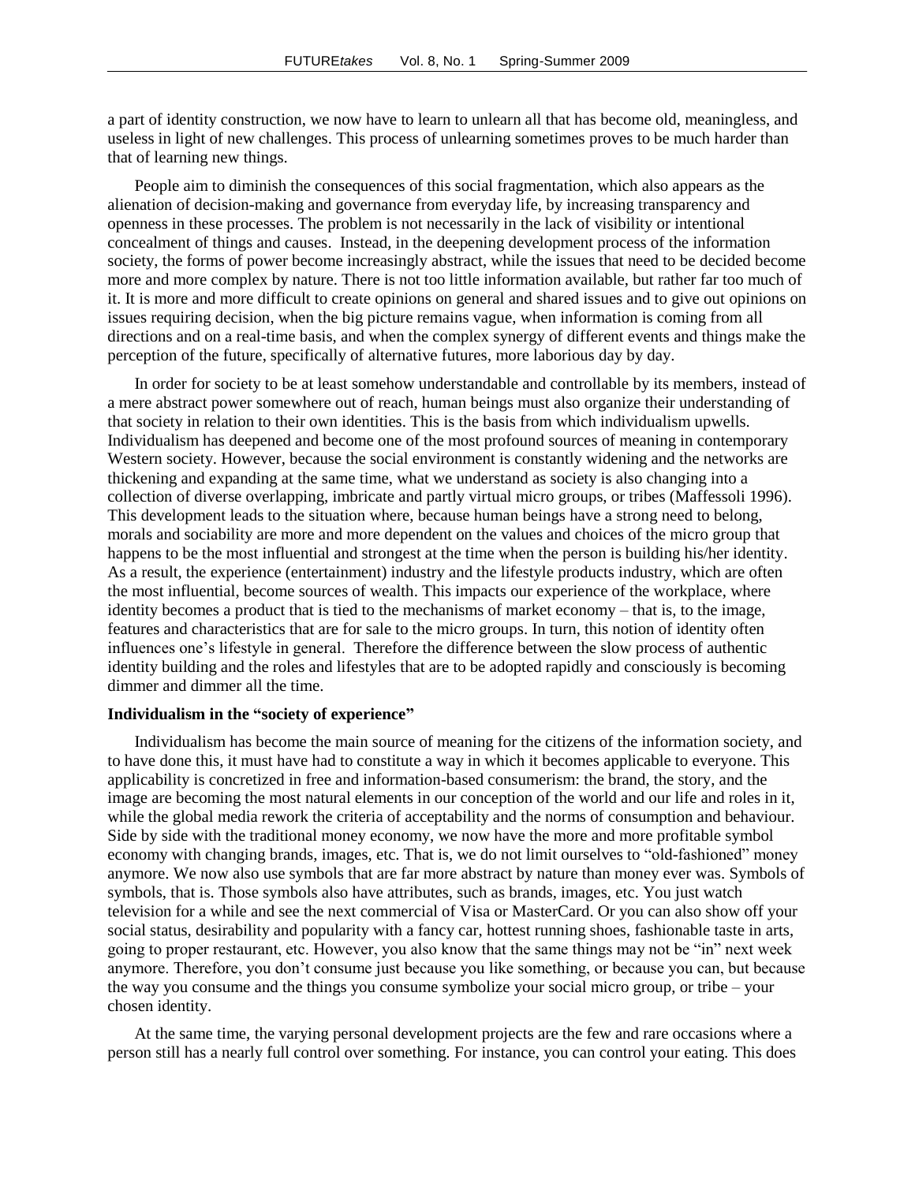a part of identity construction, we now have to learn to unlearn all that has become old, meaningless, and useless in light of new challenges. This process of unlearning sometimes proves to be much harder than that of learning new things.

People aim to diminish the consequences of this social fragmentation, which also appears as the alienation of decision-making and governance from everyday life, by increasing transparency and openness in these processes. The problem is not necessarily in the lack of visibility or intentional concealment of things and causes. Instead, in the deepening development process of the information society, the forms of power become increasingly abstract, while the issues that need to be decided become more and more complex by nature. There is not too little information available, but rather far too much of it. It is more and more difficult to create opinions on general and shared issues and to give out opinions on issues requiring decision, when the big picture remains vague, when information is coming from all directions and on a real-time basis, and when the complex synergy of different events and things make the perception of the future, specifically of alternative futures, more laborious day by day.

In order for society to be at least somehow understandable and controllable by its members, instead of a mere abstract power somewhere out of reach, human beings must also organize their understanding of that society in relation to their own identities. This is the basis from which individualism upwells. Individualism has deepened and become one of the most profound sources of meaning in contemporary Western society. However, because the social environment is constantly widening and the networks are thickening and expanding at the same time, what we understand as society is also changing into a collection of diverse overlapping, imbricate and partly virtual micro groups, or tribes (Maffessoli 1996). This development leads to the situation where, because human beings have a strong need to belong, morals and sociability are more and more dependent on the values and choices of the micro group that happens to be the most influential and strongest at the time when the person is building his/her identity. As a result, the experience (entertainment) industry and the lifestyle products industry, which are often the most influential, become sources of wealth. This impacts our experience of the workplace, where identity becomes a product that is tied to the mechanisms of market economy – that is, to the image, features and characteristics that are for sale to the micro groups. In turn, this notion of identity often influences one's lifestyle in general. Therefore the difference between the slow process of authentic identity building and the roles and lifestyles that are to be adopted rapidly and consciously is becoming dimmer and dimmer all the time.

**Individualism in the "society of experience"**

Individualism has become the main source of meaning for the citizens of the information society, and to have done this, it must have had to constitute a way in which it becomes applicable to everyone. This applicability is concretized in free and information-based consumerism: the brand, the story, and the image are becoming the most natural elements in our conception of the world and our life and roles in it, while the global media rework the criteria of acceptability and the norms of consumption and behaviour. Side by side with the traditional money economy, we now have the more and more profitable symbol economy with changing brands, images, etc. That is, we do not limit ourselves to "old-fashioned" money anymore. We now also use symbols that are far more abstract by nature than money ever was. Symbols of symbols, that is. Those symbols also have attributes, such as brands, images, etc. You just watch television for a while and see the next commercial of Visa or MasterCard. Or you can also show off your social status, desirability and popularity with a fancy car, hottest running shoes, fashionable taste in arts, going to proper restaurant, etc. However, you also know that the same things may not be "in" next week anymore. Therefore, you don't consume just because you like something, or because you can, but because the way you consume and the things you consume symbolize your social micro group, or tribe – your chosen identity.

At the same time, the varying personal development projects are the few and rare occasions where a person still has a nearly full control over something. For instance, you can control your eating. This does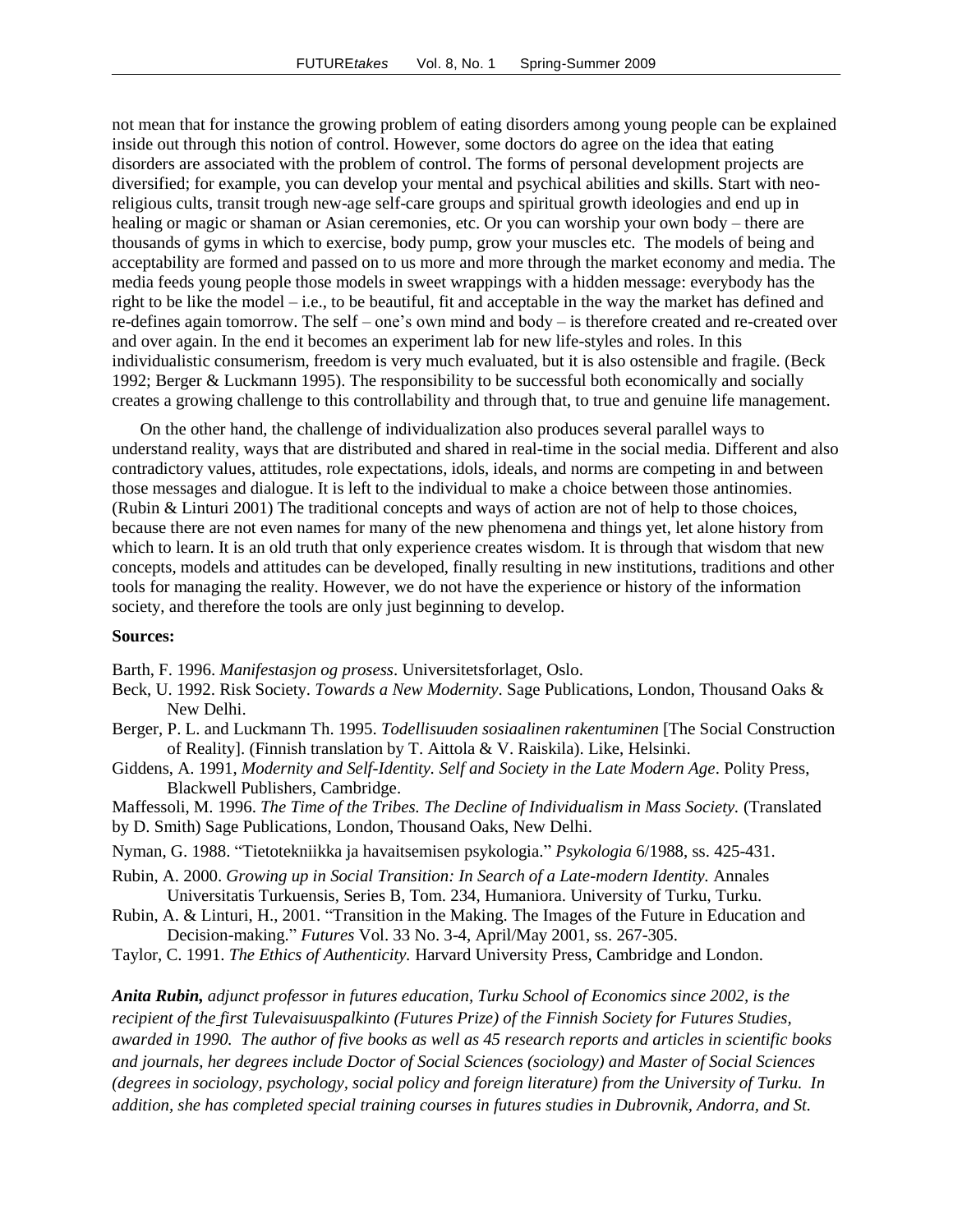not mean that for instance the growing problem of eating disorders among young people can be explained inside out through this notion of control. However, some doctors do agree on the idea that eating disorders are associated with the problem of control. The forms of personal development projects are diversified; for example, you can develop your mental and psychical abilities and skills. Start with neo-religious cults, transit trough new-age self-care groups and spiritual growth ideologies and end up in healing or magic or shaman or Asian ceremonies, etc. Or you can worship your own body – there are thousands of gyms in which to exercise, body pump, grow your muscles etc. The models of being and acceptability are formed and passed on to us more and more through the market economy and media. The media feeds young people those models in sweet wrappings with a hidden message: everybody has the right to be like the model – i.e., to be beautiful, fit and acceptable in the way the market has defined and re-defines again tomorrow. The self – one's own mind and body – is therefore created and re-created over and over again. In the end it becomes an experiment lab for new life-styles and roles. In this individualistic consumerism, freedom is very much evaluated, but it is also ostensible and fragile. (Beck 1992; Berger & Luckmann 1995). The responsibility to be successful both economically and socially creates a growing challenge to this controllability and through that, to true and genuine life management.

On the other hand, the challenge of individualization also produces several parallel ways to understand reality, ways that are distributed and shared in real-time in the social media. Different and also contradictory values, attitudes, role expectations, idols, ideals, and norms are competing in and between those messages and dialogue. It is left to the individual to make a choice between those antinomies. (Rubin & Linturi 2001) The traditional concepts and ways of action are not of help to those choices, because there are not even names for many of the new phenomena and things yet, let alone history from which to learn. It is an old truth that only experience creates wisdom. It is through that wisdom that new concepts, models and attitudes can be developed, finally resulting in new institutions, traditions and other tools for managing the reality. However, we do not have the experience or history of the information society, and therefore the tools are only just beginning to develop.

**Sources:**

Barth, F. 1996. *Manifestasjon og prosess*. Universitetsforlaget, Oslo.

Beck, U. 1992. Risk Society. *Towards a New Modernity*. Sage Publications, London, Thousand Oaks & New Delhi.

Berger, P. L. and Luckmann Th. 1995. *Todellisuuden sosiaalinen rakentuminen* [The Social Construction of Reality]. (Finnish translation by T. Aittola & V. Raiskila). Like, Helsinki.

Giddens, A. 1991, *Modernity and Self-Identity. Self and Society in the Late Modern Age*. Polity Press, Blackwell Publishers, Cambridge.

Maffessoli, M. 1996. *The Time of the Tribes. The Decline of Individualism in Mass Society.* (Translated by D. Smith) Sage Publications, London, Thousand Oaks, New Delhi.

Nyman, G. 1988. "Tietotekniikka ja havaitsemisen psykologia." *Psykologia* 6/1988, ss. 425-431.

Rubin, A. 2000. *Growing up in Social Transition: In Search of a Late-modern Identity.* Annales Universitatis Turkuensis, Series B, Tom. 234, Humaniora. University of Turku, Turku.

Rubin, A. & Linturi, H., 2001. "Transition in the Making. The Images of the Future in Education and Decision-making." *Futures* Vol. 33 No. 3-4, April/May 2001, ss. 267-305.

Taylor, C. 1991. *The Ethics of Authenticity.* Harvard University Press, Cambridge and London.

***Anita Rubin,*** *adjunct professor in futures education, Turku School of Economics since 2002, is the recipient of the first Tulevaisuuspalkinto (Futures Prize) of the Finnish Society for Futures Studies, awarded in 1990. The author of five books as well as 45 research reports and articles in scientific books and journals, her degrees include Doctor of Social Sciences (sociology) and Master of Social Sciences (degrees in sociology, psychology, social policy and foreign literature) from the University of Turku. In addition, she has completed special training courses in futures studies in Dubrovnik, Andorra, and St.*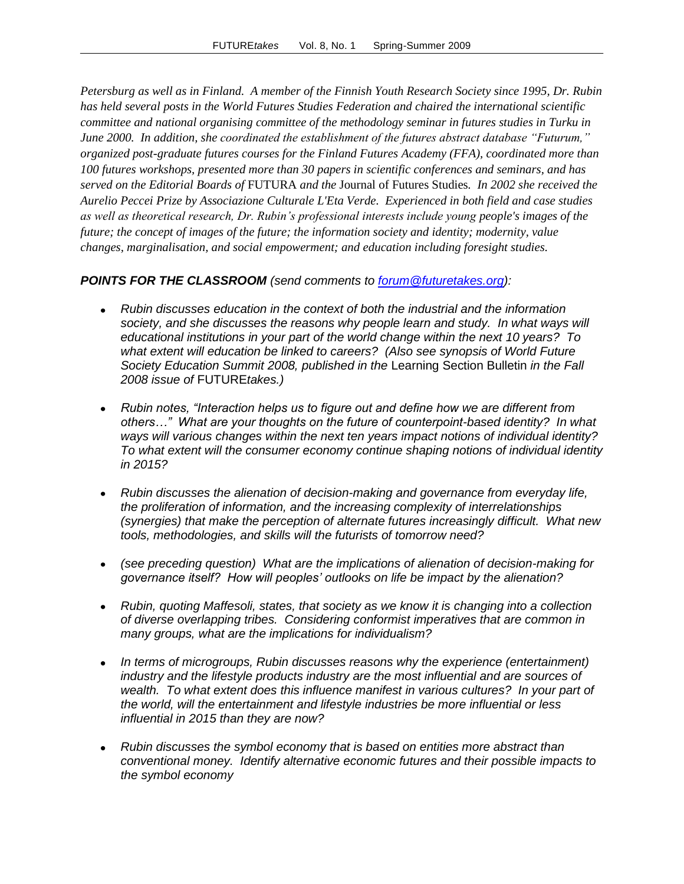*Petersburg as well as in Finland. A member of the Finnish Youth Research Society since 1995, Dr. Rubin has held several posts in the World Futures Studies Federation and chaired the international scientific committee and national organising committee of the methodology seminar in futures studies in Turku in June 2000. In addition, she coordinated the establishment of the futures abstract database "Futurum," organized post-graduate futures courses for the Finland Futures Academy (FFA), coordinated more than 100 futures workshops, presented more than 30 papers in scientific conferences and seminars, and has served on the Editorial Boards of* FUTURA *and the* Journal of Futures Studies*. In 2002 she received the Aurelio Peccei Prize by Associazione Culturale L'Eta Verde. Experienced in both field and case studies as well as theoretical research, Dr. Rubin's professional interests include young people's images of the future; the concept of images of the future; the information society and identity; modernity, value changes, marginalisation, and social empowerment; and education including foresight studies.*

***POINTS FOR THE CLASSROOM*** *(send comments to [forum@futuretakes.org](mailto:forum@futuretakes.org)):*

- *Rubin discusses education in the context of both the industrial and the information society, and she discusses the reasons why people learn and study. In what ways will educational institutions in your part of the world change within the next 10 years? To what extent will education be linked to careers? (Also see synopsis of World Future Society Education Summit 2008, published in the* Learning Section Bulletin *in the Fall 2008 issue of* FUTURE*takes.)*

- *Rubin notes, "Interaction helps us to figure out and define how we are different from others…" What are your thoughts on the future of counterpoint-based identity? In what ways will various changes within the next ten years impact notions of individual identity? To what extent will the consumer economy continue shaping notions of individual identity in 2015?*

- *Rubin discusses the alienation of decision-making and governance from everyday life, the proliferation of information, and the increasing complexity of interrelationships (synergies) that make the perception of alternate futures increasingly difficult. What new tools, methodologies, and skills will the futurists of tomorrow need?*

- *(see preceding question) What are the implications of alienation of decision-making for governance itself? How will peoples' outlooks on life be impact by the alienation?*

- *Rubin, quoting Maffesoli, states, that society as we know it is changing into a collection of diverse overlapping tribes. Considering conformist imperatives that are common in many groups, what are the implications for individualism?*

- *In terms of microgroups, Rubin discusses reasons why the experience (entertainment) industry and the lifestyle products industry are the most influential and are sources of wealth. To what extent does this influence manifest in various cultures? In your part of the world, will the entertainment and lifestyle industries be more influential or less influential in 2015 than they are now?*

- *Rubin discusses the symbol economy that is based on entities more abstract than conventional money. Identify alternative economic futures and their possible impacts to the symbol economy*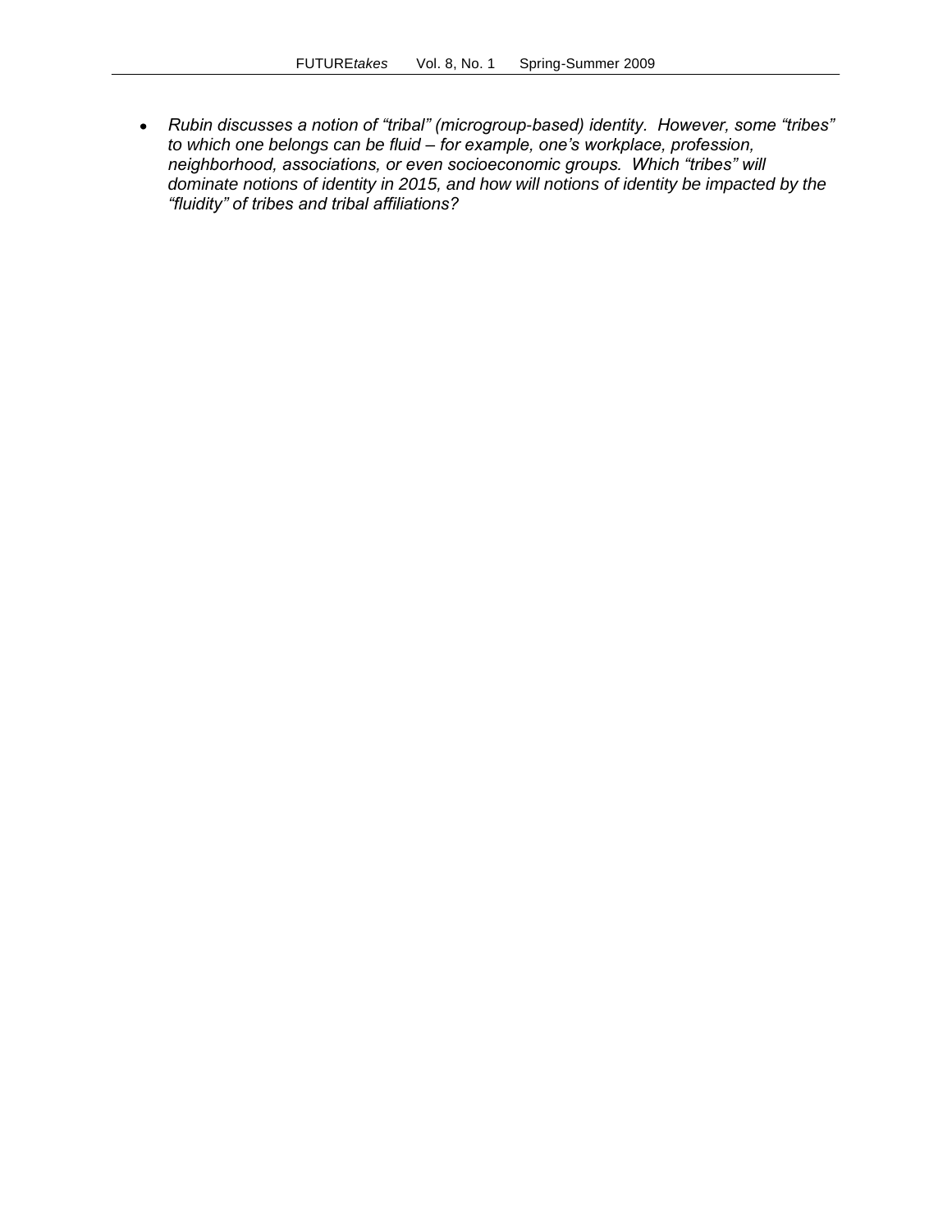- *Rubin discusses a notion of "tribal" (microgroup-based) identity. However, some "tribes" to which one belongs can be fluid – for example, one's workplace, profession, neighborhood, associations, or even socioeconomic groups. Which "tribes" will dominate notions of identity in 2015, and how will notions of identity be impacted by the "fluidity" of tribes and tribal affiliations?*